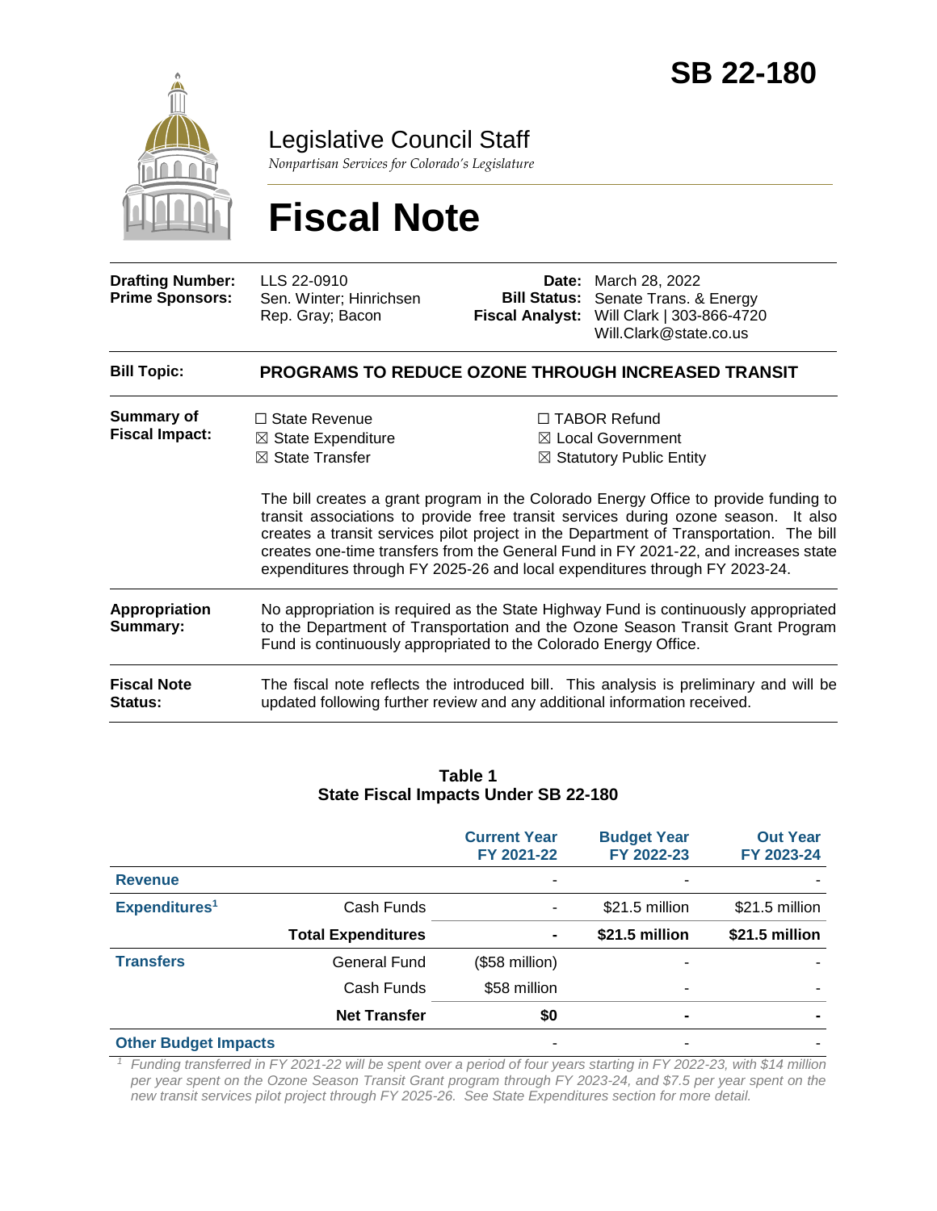# SB 22-180

Legislative Council Staff

*Nonpartisan Services for Colorado's Legislature*

# Fiscal Note

| | | | |
|---|---|---|---|
| **Drafting Number:** | LLS 22-0910 | **Date:** | March 28, 2022 |
| **Prime Sponsors:** | Sen. Winter; Hinrichsen<br>Rep. Gray; Bacon | **Bill Status:** | Senate Trans. & Energy |
| | | **Fiscal Analyst:** | Will Clark \| 303-866-4720<br>Will.Clark@state.co.us |

**Bill Topic:** **PROGRAMS TO REDUCE OZONE THROUGH INCREASED TRANSIT**

**Summary of Fiscal Impact:**

☐ State Revenue
☒ State Expenditure
☒ State Transfer
☐ TABOR Refund
☒ Local Government
☒ Statutory Public Entity

The bill creates a grant program in the Colorado Energy Office to provide funding to transit associations to provide free transit services during ozone season. It also creates a transit services pilot project in the Department of Transportation. The bill creates one-time transfers from the General Fund in FY 2021-22, and increases state expenditures through FY 2025-26 and local expenditures through FY 2023-24.

**Appropriation Summary:** No appropriation is required as the State Highway Fund is continuously appropriated to the Department of Transportation and the Ozone Season Transit Grant Program Fund is continuously appropriated to the Colorado Energy Office.

**Fiscal Note Status:** The fiscal note reflects the introduced bill. This analysis is preliminary and will be updated following further review and any additional information received.

**Table 1**
**State Fiscal Impacts Under SB 22-180**

| | | Current Year FY 2021-22 | Budget Year FY 2022-23 | Out Year FY 2023-24 |
|---|---|---|---|---|
| **Revenue** | | - | - | - |
| **Expenditures[1]** | Cash Funds | - | $21.5 million | $21.5 million |
| | **Total Expenditures** | **-** | **$21.5 million** | **$21.5 million** |
| **Transfers** | General Fund | ($58 million) | - | - |
| | Cash Funds | $58 million | - | - |
| | **Net Transfer** | **$0** | **-** | **-** |
| **Other Budget Impacts** | | - | - | - |

*[1] Funding transferred in FY 2021-22 will be spent over a period of four years starting in FY 2022-23, with $14 million per year spent on the Ozone Season Transit Grant program through FY 2023-24, and $7.5 per year spent on the new transit services pilot project through FY 2025-26. See State Expenditures section for more detail.*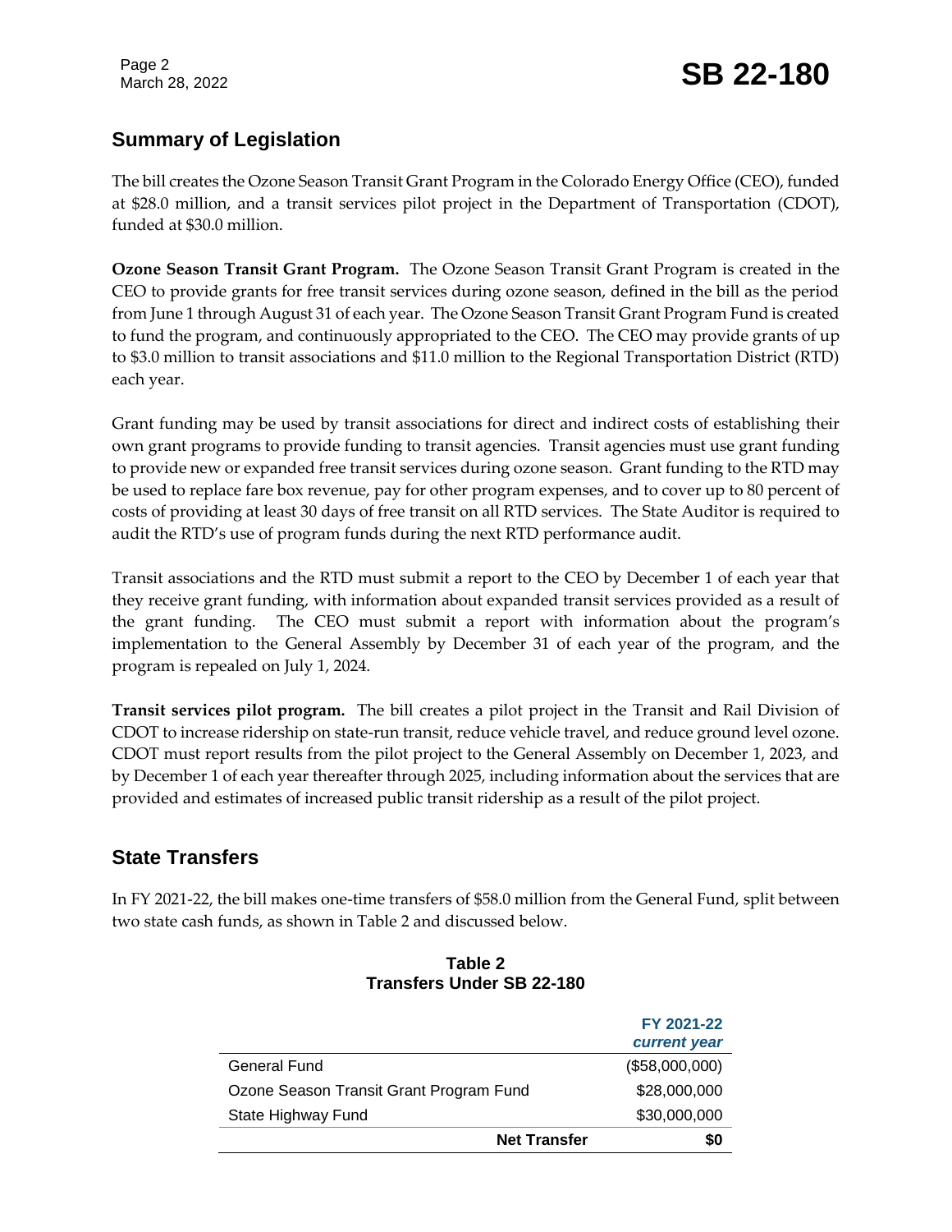## Summary of Legislation

The bill creates the Ozone Season Transit Grant Program in the Colorado Energy Office (CEO), funded at $28.0 million, and a transit services pilot project in the Department of Transportation (CDOT), funded at $30.0 million.

**Ozone Season Transit Grant Program.** The Ozone Season Transit Grant Program is created in the CEO to provide grants for free transit services during ozone season, defined in the bill as the period from June 1 through August 31 of each year. The Ozone Season Transit Grant Program Fund is created to fund the program, and continuously appropriated to the CEO. The CEO may provide grants of up to $3.0 million to transit associations and $11.0 million to the Regional Transportation District (RTD) each year.

Grant funding may be used by transit associations for direct and indirect costs of establishing their own grant programs to provide funding to transit agencies. Transit agencies must use grant funding to provide new or expanded free transit services during ozone season. Grant funding to the RTD may be used to replace fare box revenue, pay for other program expenses, and to cover up to 80 percent of costs of providing at least 30 days of free transit on all RTD services. The State Auditor is required to audit the RTD's use of program funds during the next RTD performance audit.

Transit associations and the RTD must submit a report to the CEO by December 1 of each year that they receive grant funding, with information about expanded transit services provided as a result of the grant funding. The CEO must submit a report with information about the program's implementation to the General Assembly by December 31 of each year of the program, and the program is repealed on July 1, 2024.

**Transit services pilot program.** The bill creates a pilot project in the Transit and Rail Division of CDOT to increase ridership on state-run transit, reduce vehicle travel, and reduce ground level ozone. CDOT must report results from the pilot project to the General Assembly on December 1, 2023, and by December 1 of each year thereafter through 2025, including information about the services that are provided and estimates of increased public transit ridership as a result of the pilot project.

## State Transfers

In FY 2021-22, the bill makes one-time transfers of $58.0 million from the General Fund, split between two state cash funds, as shown in Table 2 and discussed below.

**Table 2**
**Transfers Under SB 22-180**

| | FY 2021-22 *current year* |
|---|---|
| General Fund | ($58,000,000) |
| Ozone Season Transit Grant Program Fund | $28,000,000 |
| State Highway Fund | $30,000,000 |
| **Net Transfer** | **$0** |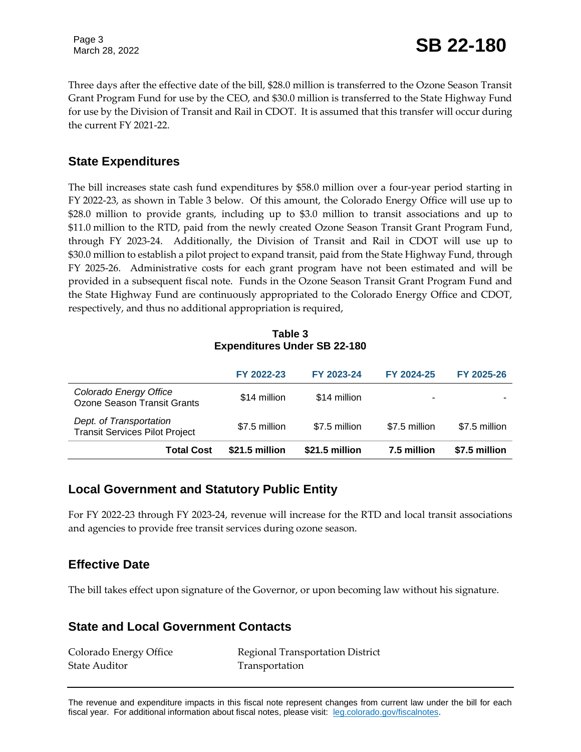Three days after the effective date of the bill, $28.0 million is transferred to the Ozone Season Transit Grant Program Fund for use by the CEO, and $30.0 million is transferred to the State Highway Fund for use by the Division of Transit and Rail in CDOT. It is assumed that this transfer will occur during the current FY 2021-22.

## State Expenditures

The bill increases state cash fund expenditures by $58.0 million over a four-year period starting in FY 2022-23, as shown in Table 3 below. Of this amount, the Colorado Energy Office will use up to $28.0 million to provide grants, including up to $3.0 million to transit associations and up to $11.0 million to the RTD, paid from the newly created Ozone Season Transit Grant Program Fund, through FY 2023-24. Additionally, the Division of Transit and Rail in CDOT will use up to $30.0 million to establish a pilot project to expand transit, paid from the State Highway Fund, through FY 2025-26. Administrative costs for each grant program have not been estimated and will be provided in a subsequent fiscal note. Funds in the Ozone Season Transit Grant Program Fund and the State Highway Fund are continuously appropriated to the Colorado Energy Office and CDOT, respectively, and thus no additional appropriation is required,

**Table 3**
**Expenditures Under SB 22-180**

| | FY 2022-23 | FY 2023-24 | FY 2024-25 | FY 2025-26 |
|---|---|---|---|---|
| *Colorado Energy Office* Ozone Season Transit Grants | $14 million | $14 million | - | - |
| *Dept. of Transportation* Transit Services Pilot Project | $7.5 million | $7.5 million | $7.5 million | $7.5 million |
| **Total Cost** | **$21.5 million** | **$21.5 million** | **7.5 million** | **$7.5 million** |

## Local Government and Statutory Public Entity

For FY 2022-23 through FY 2023-24, revenue will increase for the RTD and local transit associations and agencies to provide free transit services during ozone season.

## Effective Date

The bill takes effect upon signature of the Governor, or upon becoming law without his signature.

## State and Local Government Contacts

Colorado Energy Office
State Auditor
Regional Transportation District
Transportation

The revenue and expenditure impacts in this fiscal note represent changes from current law under the bill for each fiscal year. For additional information about fiscal notes, please visit: leg.colorado.gov/fiscalnotes.